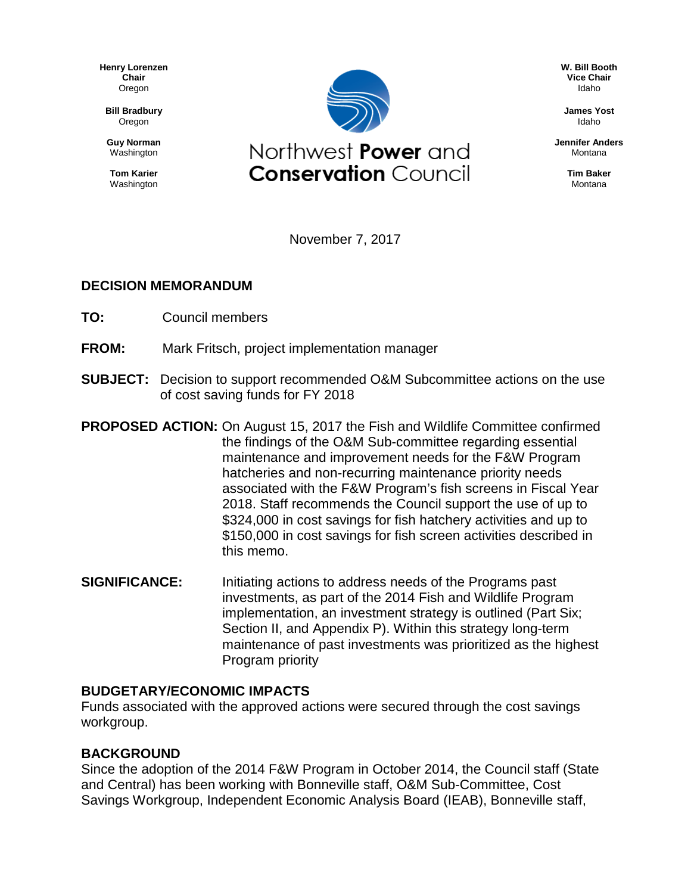**Henry Lorenzen**
**Chair**
Oregon

**Bill Bradbury**
Oregon

**Guy Norman**
Washington

**Tom Karier**
Washington

Northwest **Power** and
**Conservation** Council

**W. Bill Booth**
**Vice Chair**
Idaho

**James Yost**
Idaho

**Jennifer Anders**
Montana

**Tim Baker**
Montana

November 7, 2017

## DECISION MEMORANDUM

**TO:** Council members

**FROM:** Mark Fritsch, project implementation manager

**SUBJECT:** Decision to support recommended O&M Subcommittee actions on the use of cost saving funds for FY 2018

**PROPOSED ACTION:** On August 15, 2017 the Fish and Wildlife Committee confirmed the findings of the O&M Sub-committee regarding essential maintenance and improvement needs for the F&W Program hatcheries and non-recurring maintenance priority needs associated with the F&W Program's fish screens in Fiscal Year 2018. Staff recommends the Council support the use of up to $324,000 in cost savings for fish hatchery activities and up to $150,000 in cost savings for fish screen activities described in this memo.

**SIGNIFICANCE:** Initiating actions to address needs of the Programs past investments, as part of the 2014 Fish and Wildlife Program implementation, an investment strategy is outlined (Part Six; Section II, and Appendix P). Within this strategy long-term maintenance of past investments was prioritized as the highest Program priority

### BUDGETARY/ECONOMIC IMPACTS

Funds associated with the approved actions were secured through the cost savings workgroup.

### BACKGROUND

Since the adoption of the 2014 F&W Program in October 2014, the Council staff (State and Central) has been working with Bonneville staff, O&M Sub-Committee, Cost Savings Workgroup, Independent Economic Analysis Board (IEAB), Bonneville staff,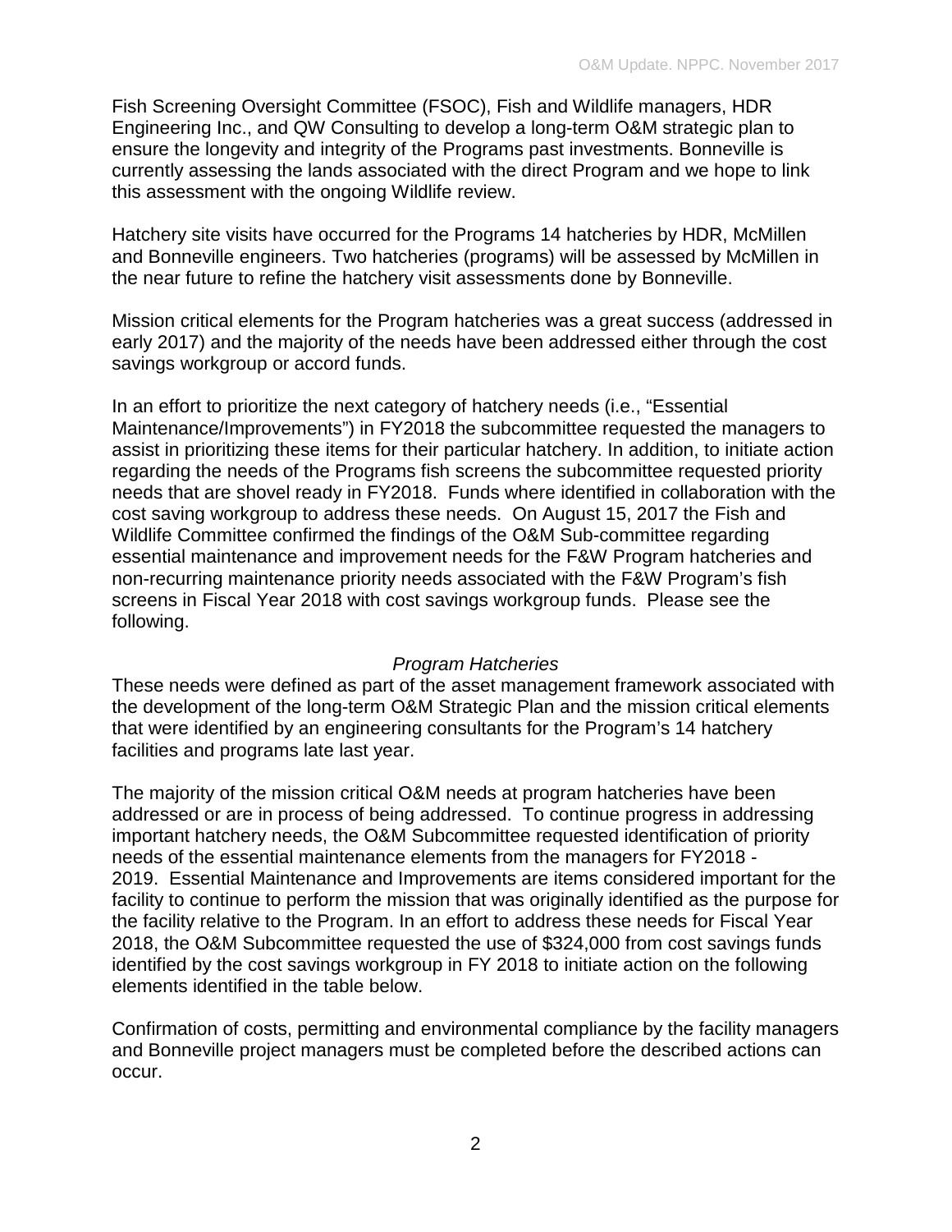Fish Screening Oversight Committee (FSOC), Fish and Wildlife managers, HDR Engineering Inc., and QW Consulting to develop a long-term O&M strategic plan to ensure the longevity and integrity of the Programs past investments. Bonneville is currently assessing the lands associated with the direct Program and we hope to link this assessment with the ongoing Wildlife review.

Hatchery site visits have occurred for the Programs 14 hatcheries by HDR, McMillen and Bonneville engineers. Two hatcheries (programs) will be assessed by McMillen in the near future to refine the hatchery visit assessments done by Bonneville.

Mission critical elements for the Program hatcheries was a great success (addressed in early 2017) and the majority of the needs have been addressed either through the cost savings workgroup or accord funds.

In an effort to prioritize the next category of hatchery needs (i.e., "Essential Maintenance/Improvements") in FY2018 the subcommittee requested the managers to assist in prioritizing these items for their particular hatchery. In addition, to initiate action regarding the needs of the Programs fish screens the subcommittee requested priority needs that are shovel ready in FY2018. Funds where identified in collaboration with the cost saving workgroup to address these needs. On August 15, 2017 the Fish and Wildlife Committee confirmed the findings of the O&M Sub-committee regarding essential maintenance and improvement needs for the F&W Program hatcheries and non-recurring maintenance priority needs associated with the F&W Program's fish screens in Fiscal Year 2018 with cost savings workgroup funds. Please see the following.

*Program Hatcheries*

These needs were defined as part of the asset management framework associated with the development of the long-term O&M Strategic Plan and the mission critical elements that were identified by an engineering consultants for the Program's 14 hatchery facilities and programs late last year.

The majority of the mission critical O&M needs at program hatcheries have been addressed or are in process of being addressed. To continue progress in addressing important hatchery needs, the O&M Subcommittee requested identification of priority needs of the essential maintenance elements from the managers for FY2018 - 2019. Essential Maintenance and Improvements are items considered important for the facility to continue to perform the mission that was originally identified as the purpose for the facility relative to the Program. In an effort to address these needs for Fiscal Year 2018, the O&M Subcommittee requested the use of $324,000 from cost savings funds identified by the cost savings workgroup in FY 2018 to initiate action on the following elements identified in the table below.

Confirmation of costs, permitting and environmental compliance by the facility managers and Bonneville project managers must be completed before the described actions can occur.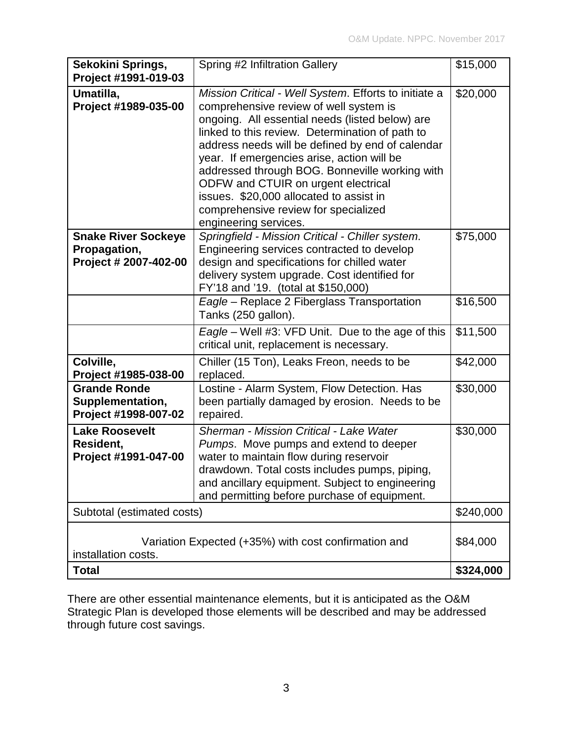| | | |
|---|---|---|
| **Sekokini Springs, Project #1991-019-03** | Spring #2 Infiltration Gallery | $15,000 |
| **Umatilla, Project #1989-035-00** | *Mission Critical - Well System*. Efforts to initiate a comprehensive review of well system is ongoing. All essential needs (listed below) are linked to this review. Determination of path to address needs will be defined by end of calendar year. If emergencies arise, action will be addressed through BOG. Bonneville working with ODFW and CTUIR on urgent electrical issues. $20,000 allocated to assist in comprehensive review for specialized engineering services. | $20,000 |
| **Snake River Sockeye Propagation, Project # 2007-402-00** | *Springfield - Mission Critical - Chiller system*. Engineering services contracted to develop design and specifications for chilled water delivery system upgrade. Cost identified for FY'18 and '19. (total at $150,000) | $75,000 |
| | *Eagle* – Replace 2 Fiberglass Transportation Tanks (250 gallon). | $16,500 |
| | *Eagle* – Well #3: VFD Unit. Due to the age of this critical unit, replacement is necessary. | $11,500 |
| **Colville, Project #1985-038-00** | Chiller (15 Ton), Leaks Freon, needs to be replaced. | $42,000 |
| **Grande Ronde Supplementation, Project #1998-007-02** | Lostine - Alarm System, Flow Detection. Has been partially damaged by erosion. Needs to be repaired. | $30,000 |
| **Lake Roosevelt Resident, Project #1991-047-00** | *Sherman - Mission Critical - Lake Water Pumps*. Move pumps and extend to deeper water to maintain flow during reservoir drawdown. Total costs includes pumps, piping, and ancillary equipment. Subject to engineering and permitting before purchase of equipment. | $30,000 |
| Subtotal (estimated costs) | | $240,000 |
| Variation Expected (+35%) with cost confirmation and installation costs. | | $84,000 |
| **Total** | | **$324,000** |

There are other essential maintenance elements, but it is anticipated as the O&M Strategic Plan is developed those elements will be described and may be addressed through future cost savings.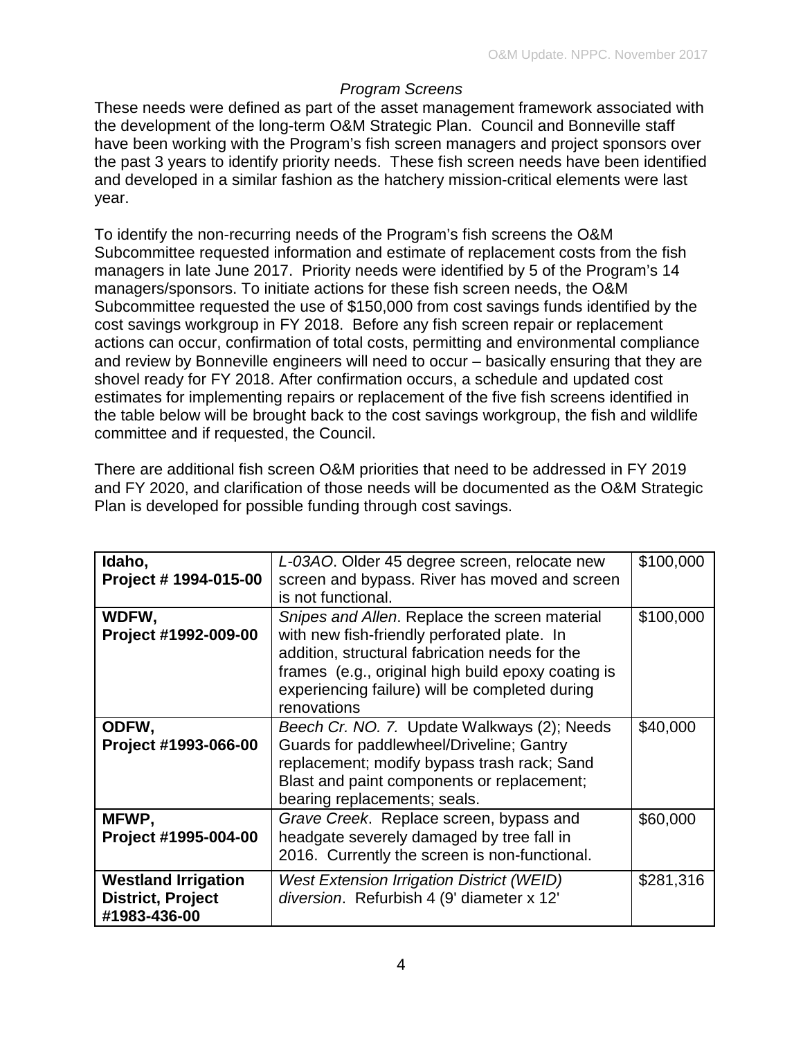*Program Screens*

These needs were defined as part of the asset management framework associated with the development of the long-term O&M Strategic Plan. Council and Bonneville staff have been working with the Program's fish screen managers and project sponsors over the past 3 years to identify priority needs. These fish screen needs have been identified and developed in a similar fashion as the hatchery mission-critical elements were last year.

To identify the non-recurring needs of the Program's fish screens the O&M Subcommittee requested information and estimate of replacement costs from the fish managers in late June 2017. Priority needs were identified by 5 of the Program's 14 managers/sponsors. To initiate actions for these fish screen needs, the O&M Subcommittee requested the use of $150,000 from cost savings funds identified by the cost savings workgroup in FY 2018. Before any fish screen repair or replacement actions can occur, confirmation of total costs, permitting and environmental compliance and review by Bonneville engineers will need to occur – basically ensuring that they are shovel ready for FY 2018. After confirmation occurs, a schedule and updated cost estimates for implementing repairs or replacement of the five fish screens identified in the table below will be brought back to the cost savings workgroup, the fish and wildlife committee and if requested, the Council.

There are additional fish screen O&M priorities that need to be addressed in FY 2019 and FY 2020, and clarification of those needs will be documented as the O&M Strategic Plan is developed for possible funding through cost savings.

| | | |
|---|---|---|
| **Idaho, Project # 1994-015-00** | *L-03AO*. Older 45 degree screen, relocate new screen and bypass. River has moved and screen is not functional. | $100,000 |
| **WDFW, Project #1992-009-00** | *Snipes and Allen*. Replace the screen material with new fish-friendly perforated plate. In addition, structural fabrication needs for the frames (e.g., original high build epoxy coating is experiencing failure) will be completed during renovations | $100,000 |
| **ODFW, Project #1993-066-00** | *Beech Cr. NO. 7.* Update Walkways (2); Needs Guards for paddlewheel/Driveline; Gantry replacement; modify bypass trash rack; Sand Blast and paint components or replacement; bearing replacements; seals. | $40,000 |
| **MFWP, Project #1995-004-00** | *Grave Creek*. Replace screen, bypass and headgate severely damaged by tree fall in 2016. Currently the screen is non-functional. | $60,000 |
| **Westland Irrigation District, Project #1983-436-00** | *West Extension Irrigation District (WEID) diversion*. Refurbish 4 (9' diameter x 12' | $281,316 |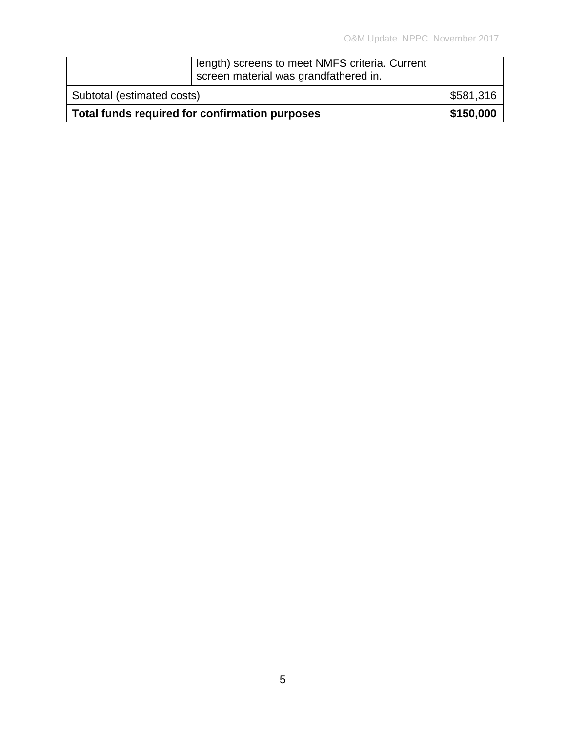| | | |
|---|---|---|
| | length) screens to meet NMFS criteria. Current screen material was grandfathered in. | |
| Subtotal (estimated costs) | | $581,316 |
| **Total funds required for confirmation purposes** | | **$150,000** |